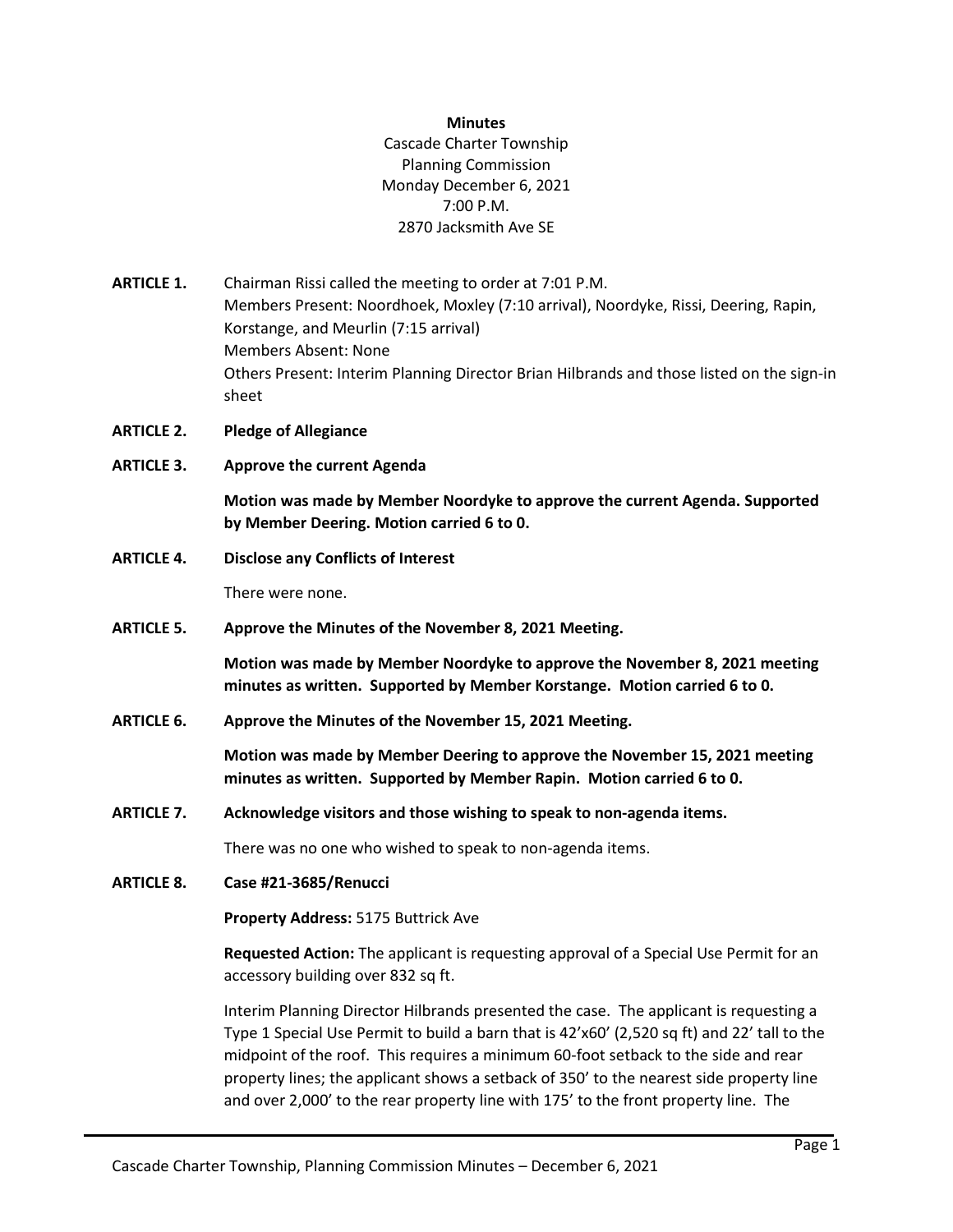**Minutes**

Cascade Charter Township
Planning Commission
Monday December 6, 2021
7:00 P.M.
2870 Jacksmith Ave SE

**ARTICLE 1.** Chairman Rissi called the meeting to order at 7:01 P.M.
Members Present: Noordhoek, Moxley (7:10 arrival), Noordyke, Rissi, Deering, Rapin, Korstange, and Meurlin (7:15 arrival)
Members Absent: None
Others Present: Interim Planning Director Brian Hilbrands and those listed on the sign-in sheet

**ARTICLE 2. Pledge of Allegiance**

**ARTICLE 3. Approve the current Agenda**

**Motion was made by Member Noordyke to approve the current Agenda. Supported by Member Deering. Motion carried 6 to 0.**

**ARTICLE 4. Disclose any Conflicts of Interest**

There were none.

**ARTICLE 5. Approve the Minutes of the November 8, 2021 Meeting.**

**Motion was made by Member Noordyke to approve the November 8, 2021 meeting minutes as written. Supported by Member Korstange. Motion carried 6 to 0.**

**ARTICLE 6. Approve the Minutes of the November 15, 2021 Meeting.**

**Motion was made by Member Deering to approve the November 15, 2021 meeting minutes as written. Supported by Member Rapin. Motion carried 6 to 0.**

**ARTICLE 7. Acknowledge visitors and those wishing to speak to non-agenda items.**

There was no one who wished to speak to non-agenda items.

**ARTICLE 8. Case #21-3685/Renucci**

**Property Address:** 5175 Buttrick Ave

**Requested Action:** The applicant is requesting approval of a Special Use Permit for an accessory building over 832 sq ft.

Interim Planning Director Hilbrands presented the case. The applicant is requesting a Type 1 Special Use Permit to build a barn that is 42'x60' (2,520 sq ft) and 22' tall to the midpoint of the roof. This requires a minimum 60-foot setback to the side and rear property lines; the applicant shows a setback of 350' to the nearest side property line and over 2,000' to the rear property line with 175' to the front property line. The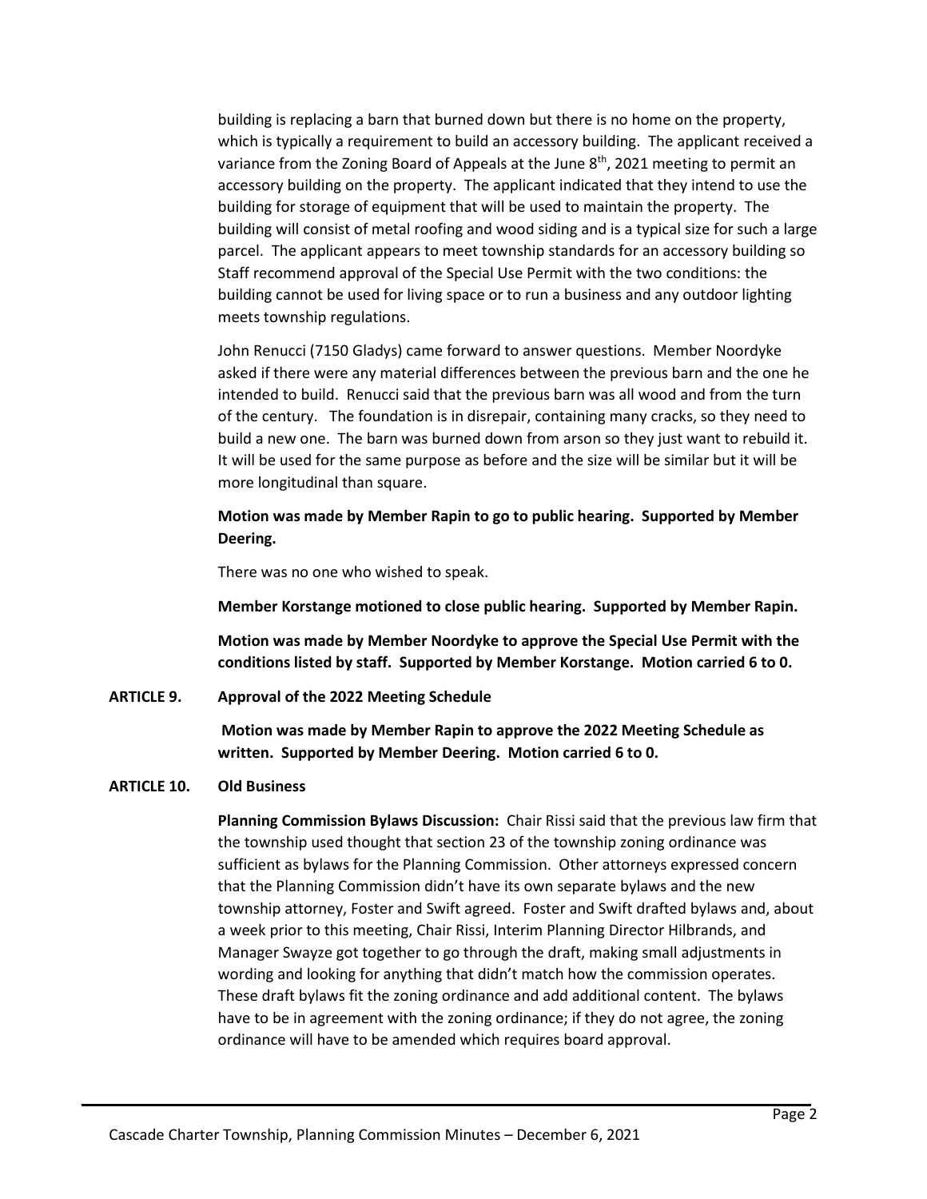building is replacing a barn that burned down but there is no home on the property, which is typically a requirement to build an accessory building. The applicant received a variance from the Zoning Board of Appeals at the June 8th, 2021 meeting to permit an accessory building on the property. The applicant indicated that they intend to use the building for storage of equipment that will be used to maintain the property. The building will consist of metal roofing and wood siding and is a typical size for such a large parcel. The applicant appears to meet township standards for an accessory building so Staff recommend approval of the Special Use Permit with the two conditions: the building cannot be used for living space or to run a business and any outdoor lighting meets township regulations.

John Renucci (7150 Gladys) came forward to answer questions. Member Noordyke asked if there were any material differences between the previous barn and the one he intended to build. Renucci said that the previous barn was all wood and from the turn of the century. The foundation is in disrepair, containing many cracks, so they need to build a new one. The barn was burned down from arson so they just want to rebuild it. It will be used for the same purpose as before and the size will be similar but it will be more longitudinal than square.

**Motion was made by Member Rapin to go to public hearing. Supported by Member Deering.**

There was no one who wished to speak.

**Member Korstange motioned to close public hearing. Supported by Member Rapin.**

**Motion was made by Member Noordyke to approve the Special Use Permit with the conditions listed by staff. Supported by Member Korstange. Motion carried 6 to 0.**

**ARTICLE 9. Approval of the 2022 Meeting Schedule**

**Motion was made by Member Rapin to approve the 2022 Meeting Schedule as written. Supported by Member Deering. Motion carried 6 to 0.**

**ARTICLE 10. Old Business**

**Planning Commission Bylaws Discussion:** Chair Rissi said that the previous law firm that the township used thought that section 23 of the township zoning ordinance was sufficient as bylaws for the Planning Commission. Other attorneys expressed concern that the Planning Commission didn't have its own separate bylaws and the new township attorney, Foster and Swift agreed. Foster and Swift drafted bylaws and, about a week prior to this meeting, Chair Rissi, Interim Planning Director Hilbrands, and Manager Swayze got together to go through the draft, making small adjustments in wording and looking for anything that didn't match how the commission operates. These draft bylaws fit the zoning ordinance and add additional content. The bylaws have to be in agreement with the zoning ordinance; if they do not agree, the zoning ordinance will have to be amended which requires board approval.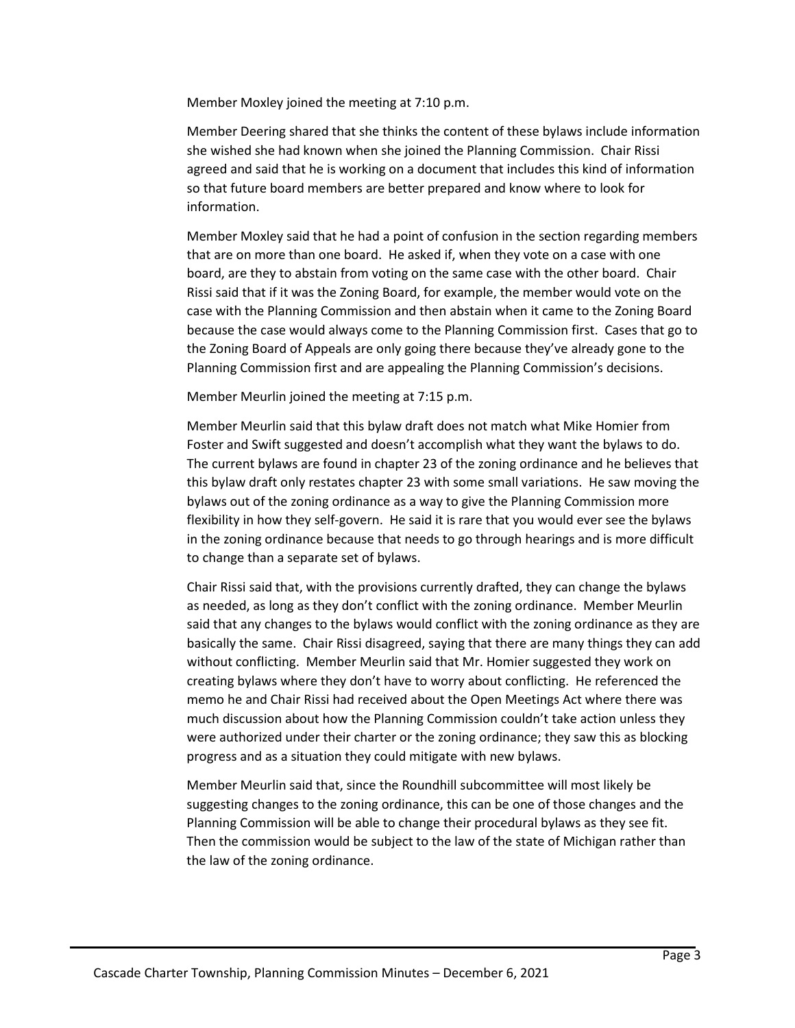Member Moxley joined the meeting at 7:10 p.m.

Member Deering shared that she thinks the content of these bylaws include information she wished she had known when she joined the Planning Commission. Chair Rissi agreed and said that he is working on a document that includes this kind of information so that future board members are better prepared and know where to look for information.

Member Moxley said that he had a point of confusion in the section regarding members that are on more than one board. He asked if, when they vote on a case with one board, are they to abstain from voting on the same case with the other board. Chair Rissi said that if it was the Zoning Board, for example, the member would vote on the case with the Planning Commission and then abstain when it came to the Zoning Board because the case would always come to the Planning Commission first. Cases that go to the Zoning Board of Appeals are only going there because they've already gone to the Planning Commission first and are appealing the Planning Commission's decisions.

Member Meurlin joined the meeting at 7:15 p.m.

Member Meurlin said that this bylaw draft does not match what Mike Homier from Foster and Swift suggested and doesn't accomplish what they want the bylaws to do. The current bylaws are found in chapter 23 of the zoning ordinance and he believes that this bylaw draft only restates chapter 23 with some small variations. He saw moving the bylaws out of the zoning ordinance as a way to give the Planning Commission more flexibility in how they self-govern. He said it is rare that you would ever see the bylaws in the zoning ordinance because that needs to go through hearings and is more difficult to change than a separate set of bylaws.

Chair Rissi said that, with the provisions currently drafted, they can change the bylaws as needed, as long as they don't conflict with the zoning ordinance. Member Meurlin said that any changes to the bylaws would conflict with the zoning ordinance as they are basically the same. Chair Rissi disagreed, saying that there are many things they can add without conflicting. Member Meurlin said that Mr. Homier suggested they work on creating bylaws where they don't have to worry about conflicting. He referenced the memo he and Chair Rissi had received about the Open Meetings Act where there was much discussion about how the Planning Commission couldn't take action unless they were authorized under their charter or the zoning ordinance; they saw this as blocking progress and as a situation they could mitigate with new bylaws.

Member Meurlin said that, since the Roundhill subcommittee will most likely be suggesting changes to the zoning ordinance, this can be one of those changes and the Planning Commission will be able to change their procedural bylaws as they see fit. Then the commission would be subject to the law of the state of Michigan rather than the law of the zoning ordinance.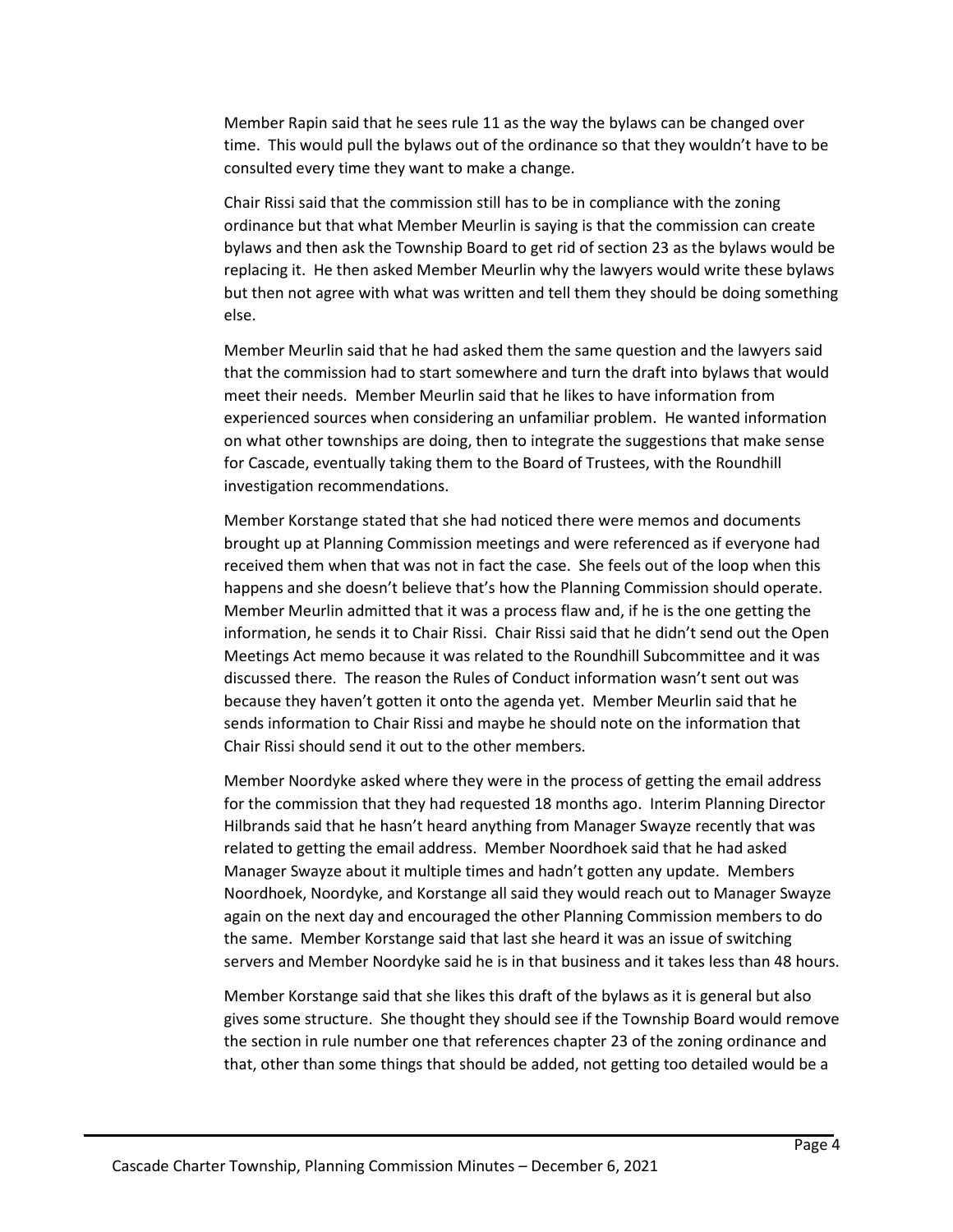Member Rapin said that he sees rule 11 as the way the bylaws can be changed over time. This would pull the bylaws out of the ordinance so that they wouldn't have to be consulted every time they want to make a change.

Chair Rissi said that the commission still has to be in compliance with the zoning ordinance but that what Member Meurlin is saying is that the commission can create bylaws and then ask the Township Board to get rid of section 23 as the bylaws would be replacing it. He then asked Member Meurlin why the lawyers would write these bylaws but then not agree with what was written and tell them they should be doing something else.

Member Meurlin said that he had asked them the same question and the lawyers said that the commission had to start somewhere and turn the draft into bylaws that would meet their needs. Member Meurlin said that he likes to have information from experienced sources when considering an unfamiliar problem. He wanted information on what other townships are doing, then to integrate the suggestions that make sense for Cascade, eventually taking them to the Board of Trustees, with the Roundhill investigation recommendations.

Member Korstange stated that she had noticed there were memos and documents brought up at Planning Commission meetings and were referenced as if everyone had received them when that was not in fact the case. She feels out of the loop when this happens and she doesn't believe that's how the Planning Commission should operate. Member Meurlin admitted that it was a process flaw and, if he is the one getting the information, he sends it to Chair Rissi. Chair Rissi said that he didn't send out the Open Meetings Act memo because it was related to the Roundhill Subcommittee and it was discussed there. The reason the Rules of Conduct information wasn't sent out was because they haven't gotten it onto the agenda yet. Member Meurlin said that he sends information to Chair Rissi and maybe he should note on the information that Chair Rissi should send it out to the other members.

Member Noordyke asked where they were in the process of getting the email address for the commission that they had requested 18 months ago. Interim Planning Director Hilbrands said that he hasn't heard anything from Manager Swayze recently that was related to getting the email address. Member Noordhoek said that he had asked Manager Swayze about it multiple times and hadn't gotten any update. Members Noordhoek, Noordyke, and Korstange all said they would reach out to Manager Swayze again on the next day and encouraged the other Planning Commission members to do the same. Member Korstange said that last she heard it was an issue of switching servers and Member Noordyke said he is in that business and it takes less than 48 hours.

Member Korstange said that she likes this draft of the bylaws as it is general but also gives some structure. She thought they should see if the Township Board would remove the section in rule number one that references chapter 23 of the zoning ordinance and that, other than some things that should be added, not getting too detailed would be a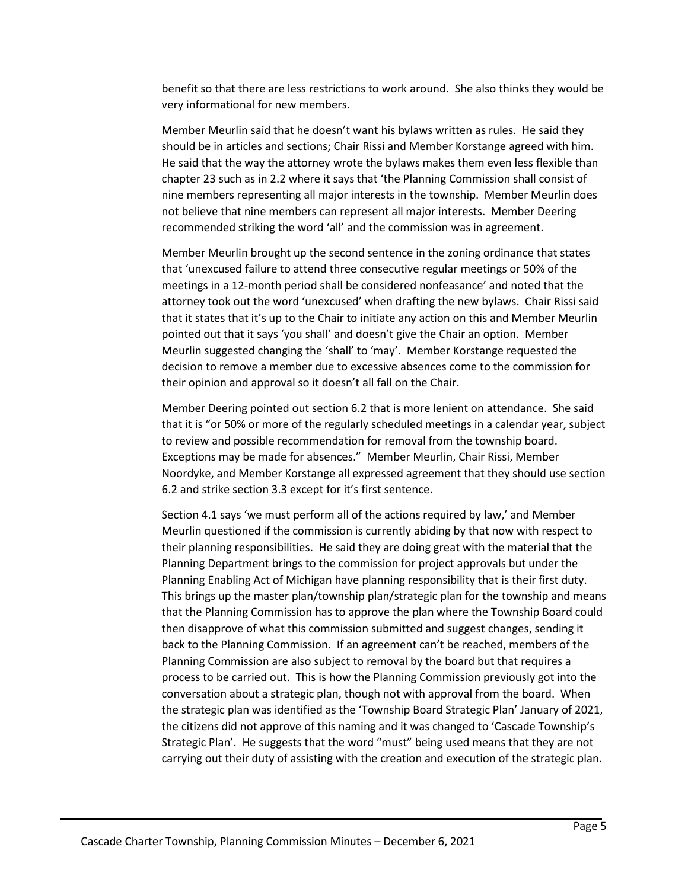benefit so that there are less restrictions to work around. She also thinks they would be very informational for new members.

Member Meurlin said that he doesn't want his bylaws written as rules. He said they should be in articles and sections; Chair Rissi and Member Korstange agreed with him. He said that the way the attorney wrote the bylaws makes them even less flexible than chapter 23 such as in 2.2 where it says that 'the Planning Commission shall consist of nine members representing all major interests in the township. Member Meurlin does not believe that nine members can represent all major interests. Member Deering recommended striking the word 'all' and the commission was in agreement.

Member Meurlin brought up the second sentence in the zoning ordinance that states that 'unexcused failure to attend three consecutive regular meetings or 50% of the meetings in a 12-month period shall be considered nonfeasance' and noted that the attorney took out the word 'unexcused' when drafting the new bylaws. Chair Rissi said that it states that it's up to the Chair to initiate any action on this and Member Meurlin pointed out that it says 'you shall' and doesn't give the Chair an option. Member Meurlin suggested changing the 'shall' to 'may'. Member Korstange requested the decision to remove a member due to excessive absences come to the commission for their opinion and approval so it doesn't all fall on the Chair.

Member Deering pointed out section 6.2 that is more lenient on attendance. She said that it is "or 50% or more of the regularly scheduled meetings in a calendar year, subject to review and possible recommendation for removal from the township board. Exceptions may be made for absences." Member Meurlin, Chair Rissi, Member Noordyke, and Member Korstange all expressed agreement that they should use section 6.2 and strike section 3.3 except for it's first sentence.

Section 4.1 says 'we must perform all of the actions required by law,' and Member Meurlin questioned if the commission is currently abiding by that now with respect to their planning responsibilities. He said they are doing great with the material that the Planning Department brings to the commission for project approvals but under the Planning Enabling Act of Michigan have planning responsibility that is their first duty. This brings up the master plan/township plan/strategic plan for the township and means that the Planning Commission has to approve the plan where the Township Board could then disapprove of what this commission submitted and suggest changes, sending it back to the Planning Commission. If an agreement can't be reached, members of the Planning Commission are also subject to removal by the board but that requires a process to be carried out. This is how the Planning Commission previously got into the conversation about a strategic plan, though not with approval from the board. When the strategic plan was identified as the 'Township Board Strategic Plan' January of 2021, the citizens did not approve of this naming and it was changed to 'Cascade Township's Strategic Plan'. He suggests that the word "must" being used means that they are not carrying out their duty of assisting with the creation and execution of the strategic plan.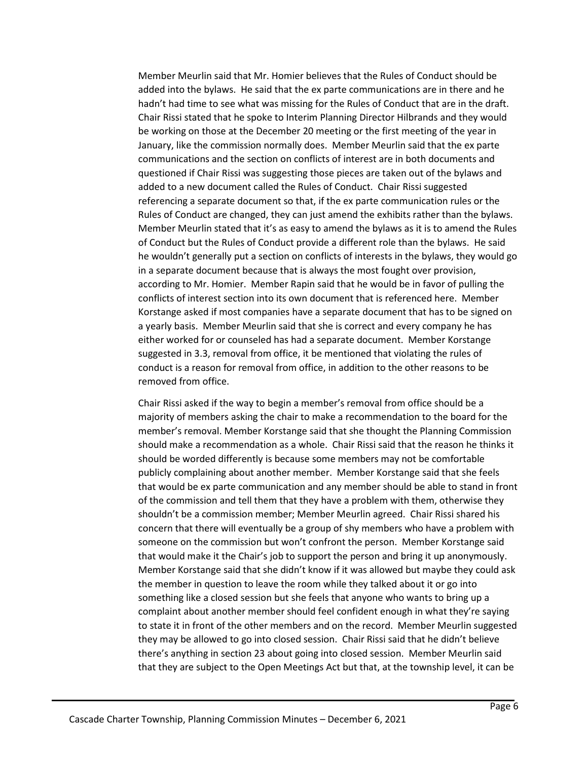Member Meurlin said that Mr. Homier believes that the Rules of Conduct should be added into the bylaws. He said that the ex parte communications are in there and he hadn't had time to see what was missing for the Rules of Conduct that are in the draft. Chair Rissi stated that he spoke to Interim Planning Director Hilbrands and they would be working on those at the December 20 meeting or the first meeting of the year in January, like the commission normally does. Member Meurlin said that the ex parte communications and the section on conflicts of interest are in both documents and questioned if Chair Rissi was suggesting those pieces are taken out of the bylaws and added to a new document called the Rules of Conduct. Chair Rissi suggested referencing a separate document so that, if the ex parte communication rules or the Rules of Conduct are changed, they can just amend the exhibits rather than the bylaws. Member Meurlin stated that it's as easy to amend the bylaws as it is to amend the Rules of Conduct but the Rules of Conduct provide a different role than the bylaws. He said he wouldn't generally put a section on conflicts of interests in the bylaws, they would go in a separate document because that is always the most fought over provision, according to Mr. Homier. Member Rapin said that he would be in favor of pulling the conflicts of interest section into its own document that is referenced here. Member Korstange asked if most companies have a separate document that has to be signed on a yearly basis. Member Meurlin said that she is correct and every company he has either worked for or counseled has had a separate document. Member Korstange suggested in 3.3, removal from office, it be mentioned that violating the rules of conduct is a reason for removal from office, in addition to the other reasons to be removed from office.

Chair Rissi asked if the way to begin a member's removal from office should be a majority of members asking the chair to make a recommendation to the board for the member's removal. Member Korstange said that she thought the Planning Commission should make a recommendation as a whole. Chair Rissi said that the reason he thinks it should be worded differently is because some members may not be comfortable publicly complaining about another member. Member Korstange said that she feels that would be ex parte communication and any member should be able to stand in front of the commission and tell them that they have a problem with them, otherwise they shouldn't be a commission member; Member Meurlin agreed. Chair Rissi shared his concern that there will eventually be a group of shy members who have a problem with someone on the commission but won't confront the person. Member Korstange said that would make it the Chair's job to support the person and bring it up anonymously. Member Korstange said that she didn't know if it was allowed but maybe they could ask the member in question to leave the room while they talked about it or go into something like a closed session but she feels that anyone who wants to bring up a complaint about another member should feel confident enough in what they're saying to state it in front of the other members and on the record. Member Meurlin suggested they may be allowed to go into closed session. Chair Rissi said that he didn't believe there's anything in section 23 about going into closed session. Member Meurlin said that they are subject to the Open Meetings Act but that, at the township level, it can be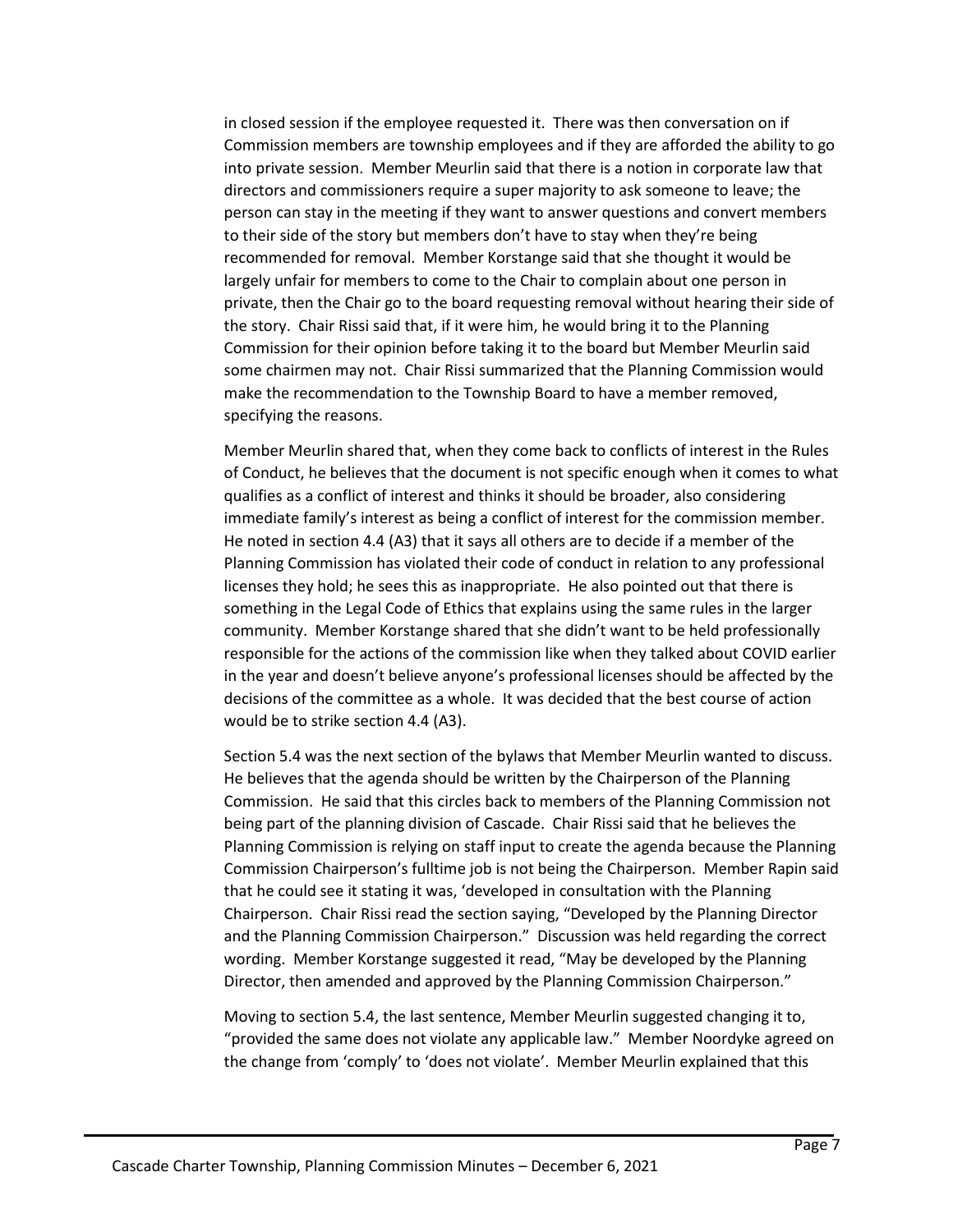in closed session if the employee requested it. There was then conversation on if Commission members are township employees and if they are afforded the ability to go into private session. Member Meurlin said that there is a notion in corporate law that directors and commissioners require a super majority to ask someone to leave; the person can stay in the meeting if they want to answer questions and convert members to their side of the story but members don't have to stay when they're being recommended for removal. Member Korstange said that she thought it would be largely unfair for members to come to the Chair to complain about one person in private, then the Chair go to the board requesting removal without hearing their side of the story. Chair Rissi said that, if it were him, he would bring it to the Planning Commission for their opinion before taking it to the board but Member Meurlin said some chairmen may not. Chair Rissi summarized that the Planning Commission would make the recommendation to the Township Board to have a member removed, specifying the reasons.

Member Meurlin shared that, when they come back to conflicts of interest in the Rules of Conduct, he believes that the document is not specific enough when it comes to what qualifies as a conflict of interest and thinks it should be broader, also considering immediate family's interest as being a conflict of interest for the commission member. He noted in section 4.4 (A3) that it says all others are to decide if a member of the Planning Commission has violated their code of conduct in relation to any professional licenses they hold; he sees this as inappropriate. He also pointed out that there is something in the Legal Code of Ethics that explains using the same rules in the larger community. Member Korstange shared that she didn't want to be held professionally responsible for the actions of the commission like when they talked about COVID earlier in the year and doesn't believe anyone's professional licenses should be affected by the decisions of the committee as a whole. It was decided that the best course of action would be to strike section 4.4 (A3).

Section 5.4 was the next section of the bylaws that Member Meurlin wanted to discuss. He believes that the agenda should be written by the Chairperson of the Planning Commission. He said that this circles back to members of the Planning Commission not being part of the planning division of Cascade. Chair Rissi said that he believes the Planning Commission is relying on staff input to create the agenda because the Planning Commission Chairperson's fulltime job is not being the Chairperson. Member Rapin said that he could see it stating it was, 'developed in consultation with the Planning Chairperson. Chair Rissi read the section saying, "Developed by the Planning Director and the Planning Commission Chairperson." Discussion was held regarding the correct wording. Member Korstange suggested it read, "May be developed by the Planning Director, then amended and approved by the Planning Commission Chairperson."

Moving to section 5.4, the last sentence, Member Meurlin suggested changing it to, "provided the same does not violate any applicable law." Member Noordyke agreed on the change from 'comply' to 'does not violate'. Member Meurlin explained that this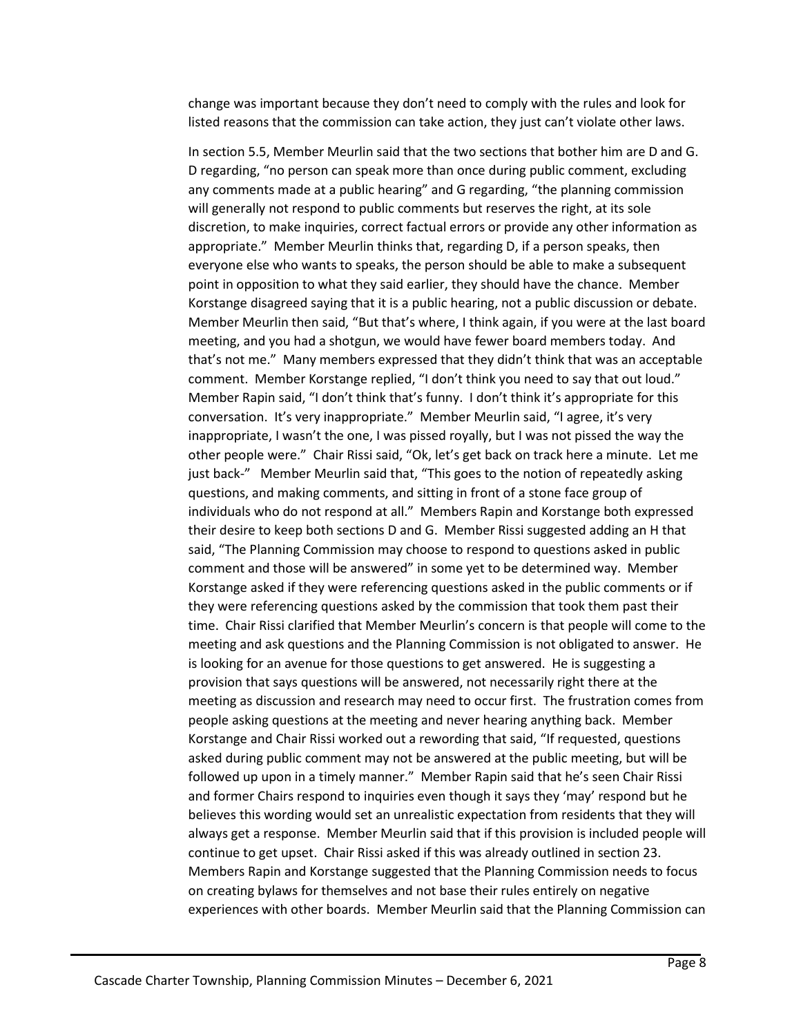change was important because they don't need to comply with the rules and look for listed reasons that the commission can take action, they just can't violate other laws.

In section 5.5, Member Meurlin said that the two sections that bother him are D and G. D regarding, "no person can speak more than once during public comment, excluding any comments made at a public hearing" and G regarding, "the planning commission will generally not respond to public comments but reserves the right, at its sole discretion, to make inquiries, correct factual errors or provide any other information as appropriate." Member Meurlin thinks that, regarding D, if a person speaks, then everyone else who wants to speaks, the person should be able to make a subsequent point in opposition to what they said earlier, they should have the chance. Member Korstange disagreed saying that it is a public hearing, not a public discussion or debate. Member Meurlin then said, "But that's where, I think again, if you were at the last board meeting, and you had a shotgun, we would have fewer board members today. And that's not me." Many members expressed that they didn't think that was an acceptable comment. Member Korstange replied, "I don't think you need to say that out loud." Member Rapin said, "I don't think that's funny. I don't think it's appropriate for this conversation. It's very inappropriate." Member Meurlin said, "I agree, it's very inappropriate, I wasn't the one, I was pissed royally, but I was not pissed the way the other people were." Chair Rissi said, "Ok, let's get back on track here a minute. Let me just back-" Member Meurlin said that, "This goes to the notion of repeatedly asking questions, and making comments, and sitting in front of a stone face group of individuals who do not respond at all." Members Rapin and Korstange both expressed their desire to keep both sections D and G. Member Rissi suggested adding an H that said, "The Planning Commission may choose to respond to questions asked in public comment and those will be answered" in some yet to be determined way. Member Korstange asked if they were referencing questions asked in the public comments or if they were referencing questions asked by the commission that took them past their time. Chair Rissi clarified that Member Meurlin's concern is that people will come to the meeting and ask questions and the Planning Commission is not obligated to answer. He is looking for an avenue for those questions to get answered. He is suggesting a provision that says questions will be answered, not necessarily right there at the meeting as discussion and research may need to occur first. The frustration comes from people asking questions at the meeting and never hearing anything back. Member Korstange and Chair Rissi worked out a rewording that said, "If requested, questions asked during public comment may not be answered at the public meeting, but will be followed up upon in a timely manner." Member Rapin said that he's seen Chair Rissi and former Chairs respond to inquiries even though it says they 'may' respond but he believes this wording would set an unrealistic expectation from residents that they will always get a response. Member Meurlin said that if this provision is included people will continue to get upset. Chair Rissi asked if this was already outlined in section 23. Members Rapin and Korstange suggested that the Planning Commission needs to focus on creating bylaws for themselves and not base their rules entirely on negative experiences with other boards. Member Meurlin said that the Planning Commission can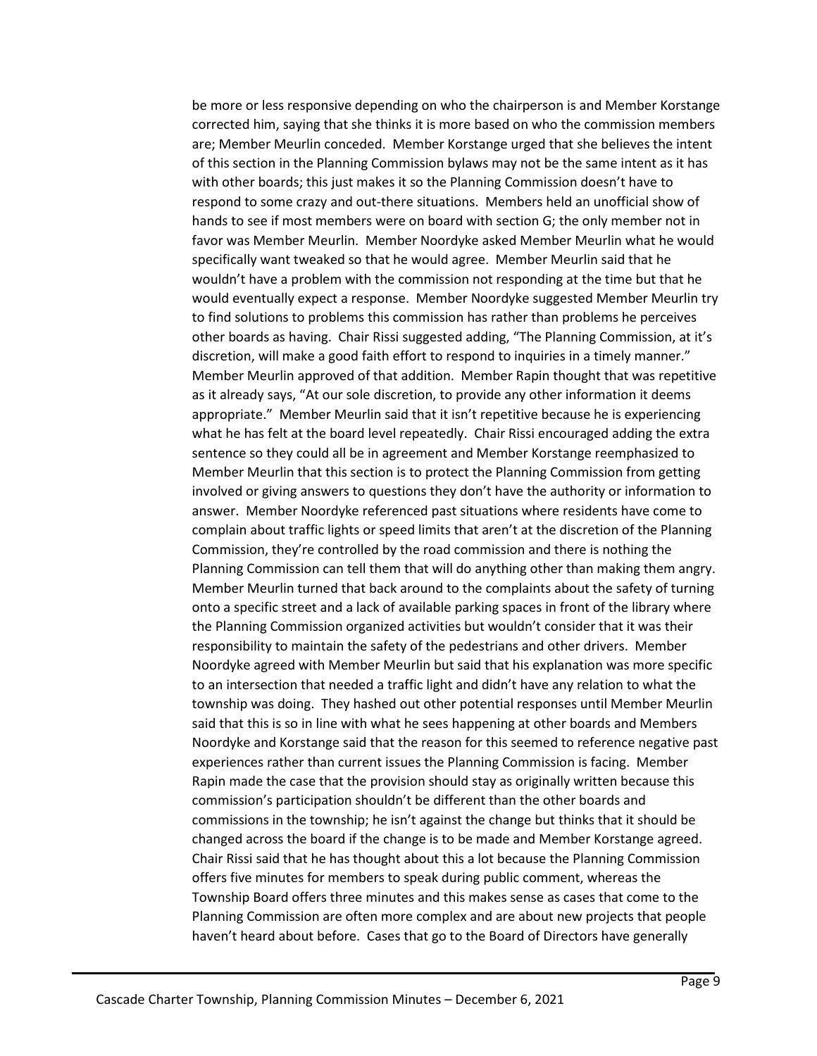be more or less responsive depending on who the chairperson is and Member Korstange corrected him, saying that she thinks it is more based on who the commission members are; Member Meurlin conceded. Member Korstange urged that she believes the intent of this section in the Planning Commission bylaws may not be the same intent as it has with other boards; this just makes it so the Planning Commission doesn't have to respond to some crazy and out-there situations. Members held an unofficial show of hands to see if most members were on board with section G; the only member not in favor was Member Meurlin. Member Noordyke asked Member Meurlin what he would specifically want tweaked so that he would agree. Member Meurlin said that he wouldn't have a problem with the commission not responding at the time but that he would eventually expect a response. Member Noordyke suggested Member Meurlin try to find solutions to problems this commission has rather than problems he perceives other boards as having. Chair Rissi suggested adding, "The Planning Commission, at it's discretion, will make a good faith effort to respond to inquiries in a timely manner." Member Meurlin approved of that addition. Member Rapin thought that was repetitive as it already says, "At our sole discretion, to provide any other information it deems appropriate." Member Meurlin said that it isn't repetitive because he is experiencing what he has felt at the board level repeatedly. Chair Rissi encouraged adding the extra sentence so they could all be in agreement and Member Korstange reemphasized to Member Meurlin that this section is to protect the Planning Commission from getting involved or giving answers to questions they don't have the authority or information to answer. Member Noordyke referenced past situations where residents have come to complain about traffic lights or speed limits that aren't at the discretion of the Planning Commission, they're controlled by the road commission and there is nothing the Planning Commission can tell them that will do anything other than making them angry. Member Meurlin turned that back around to the complaints about the safety of turning onto a specific street and a lack of available parking spaces in front of the library where the Planning Commission organized activities but wouldn't consider that it was their responsibility to maintain the safety of the pedestrians and other drivers. Member Noordyke agreed with Member Meurlin but said that his explanation was more specific to an intersection that needed a traffic light and didn't have any relation to what the township was doing. They hashed out other potential responses until Member Meurlin said that this is so in line with what he sees happening at other boards and Members Noordyke and Korstange said that the reason for this seemed to reference negative past experiences rather than current issues the Planning Commission is facing. Member Rapin made the case that the provision should stay as originally written because this commission's participation shouldn't be different than the other boards and commissions in the township; he isn't against the change but thinks that it should be changed across the board if the change is to be made and Member Korstange agreed. Chair Rissi said that he has thought about this a lot because the Planning Commission offers five minutes for members to speak during public comment, whereas the Township Board offers three minutes and this makes sense as cases that come to the Planning Commission are often more complex and are about new projects that people haven't heard about before. Cases that go to the Board of Directors have generally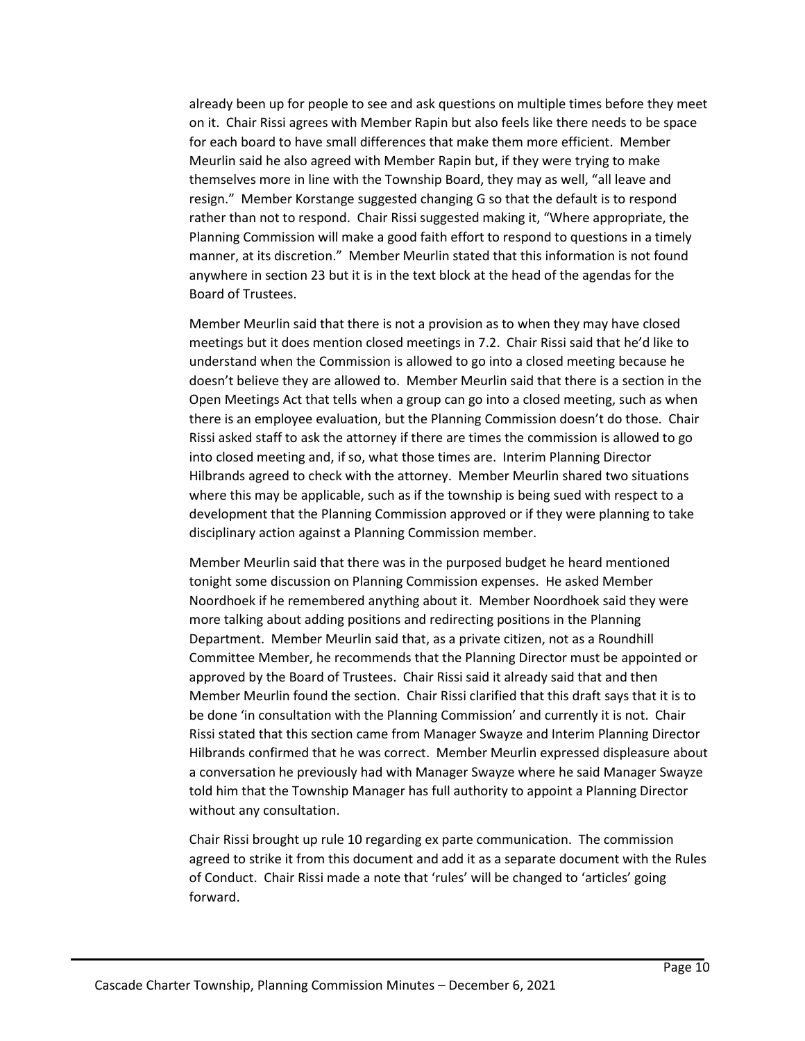already been up for people to see and ask questions on multiple times before they meet on it. Chair Rissi agrees with Member Rapin but also feels like there needs to be space for each board to have small differences that make them more efficient. Member Meurlin said he also agreed with Member Rapin but, if they were trying to make themselves more in line with the Township Board, they may as well, "all leave and resign." Member Korstange suggested changing G so that the default is to respond rather than not to respond. Chair Rissi suggested making it, "Where appropriate, the Planning Commission will make a good faith effort to respond to questions in a timely manner, at its discretion." Member Meurlin stated that this information is not found anywhere in section 23 but it is in the text block at the head of the agendas for the Board of Trustees.

Member Meurlin said that there is not a provision as to when they may have closed meetings but it does mention closed meetings in 7.2. Chair Rissi said that he'd like to understand when the Commission is allowed to go into a closed meeting because he doesn't believe they are allowed to. Member Meurlin said that there is a section in the Open Meetings Act that tells when a group can go into a closed meeting, such as when there is an employee evaluation, but the Planning Commission doesn't do those. Chair Rissi asked staff to ask the attorney if there are times the commission is allowed to go into closed meeting and, if so, what those times are. Interim Planning Director Hilbrands agreed to check with the attorney. Member Meurlin shared two situations where this may be applicable, such as if the township is being sued with respect to a development that the Planning Commission approved or if they were planning to take disciplinary action against a Planning Commission member.

Member Meurlin said that there was in the purposed budget he heard mentioned tonight some discussion on Planning Commission expenses. He asked Member Noordhoek if he remembered anything about it. Member Noordhoek said they were more talking about adding positions and redirecting positions in the Planning Department. Member Meurlin said that, as a private citizen, not as a Roundhill Committee Member, he recommends that the Planning Director must be appointed or approved by the Board of Trustees. Chair Rissi said it already said that and then Member Meurlin found the section. Chair Rissi clarified that this draft says that it is to be done 'in consultation with the Planning Commission' and currently it is not. Chair Rissi stated that this section came from Manager Swayze and Interim Planning Director Hilbrands confirmed that he was correct. Member Meurlin expressed displeasure about a conversation he previously had with Manager Swayze where he said Manager Swayze told him that the Township Manager has full authority to appoint a Planning Director without any consultation.

Chair Rissi brought up rule 10 regarding ex parte communication. The commission agreed to strike it from this document and add it as a separate document with the Rules of Conduct. Chair Rissi made a note that 'rules' will be changed to 'articles' going forward.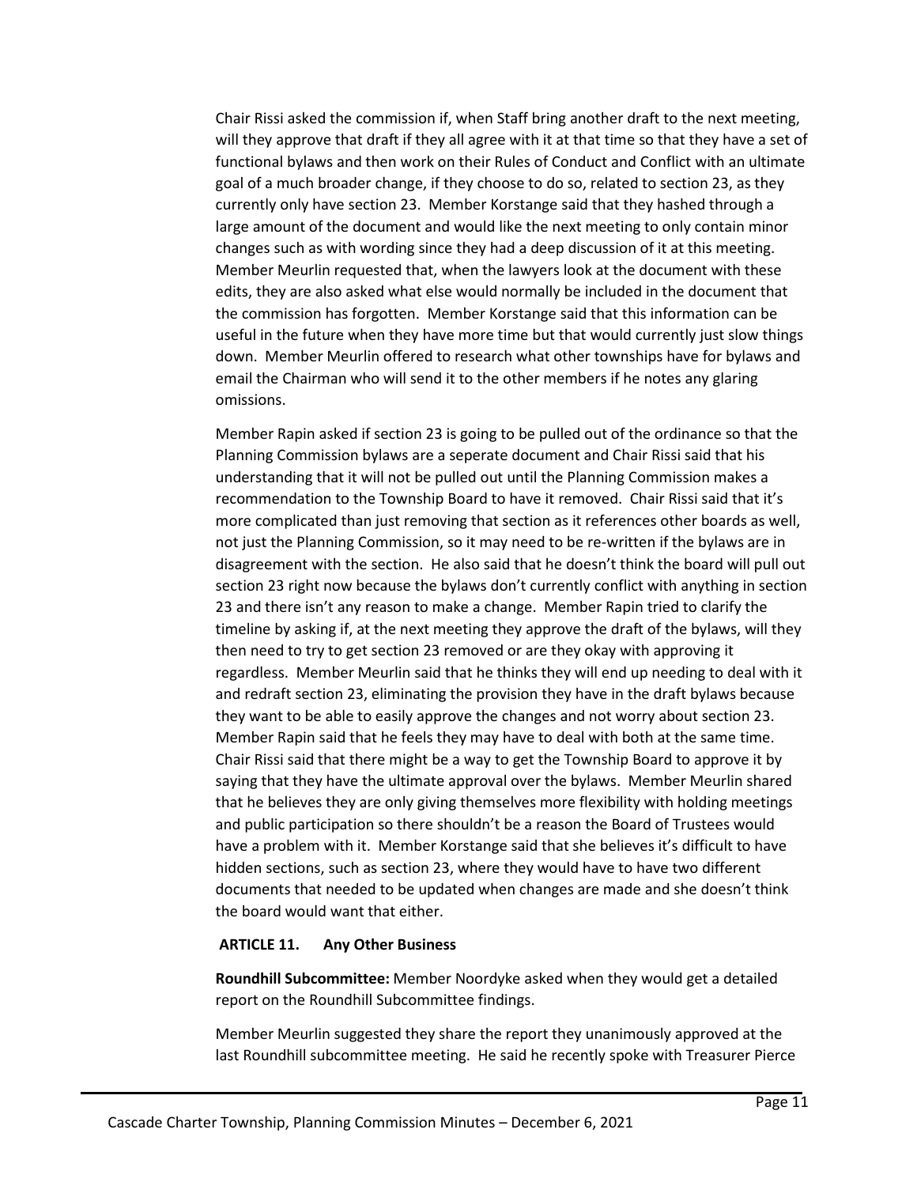Chair Rissi asked the commission if, when Staff bring another draft to the next meeting, will they approve that draft if they all agree with it at that time so that they have a set of functional bylaws and then work on their Rules of Conduct and Conflict with an ultimate goal of a much broader change, if they choose to do so, related to section 23, as they currently only have section 23. Member Korstange said that they hashed through a large amount of the document and would like the next meeting to only contain minor changes such as with wording since they had a deep discussion of it at this meeting. Member Meurlin requested that, when the lawyers look at the document with these edits, they are also asked what else would normally be included in the document that the commission has forgotten. Member Korstange said that this information can be useful in the future when they have more time but that would currently just slow things down. Member Meurlin offered to research what other townships have for bylaws and email the Chairman who will send it to the other members if he notes any glaring omissions.

Member Rapin asked if section 23 is going to be pulled out of the ordinance so that the Planning Commission bylaws are a seperate document and Chair Rissi said that his understanding that it will not be pulled out until the Planning Commission makes a recommendation to the Township Board to have it removed. Chair Rissi said that it's more complicated than just removing that section as it references other boards as well, not just the Planning Commission, so it may need to be re-written if the bylaws are in disagreement with the section. He also said that he doesn't think the board will pull out section 23 right now because the bylaws don't currently conflict with anything in section 23 and there isn't any reason to make a change. Member Rapin tried to clarify the timeline by asking if, at the next meeting they approve the draft of the bylaws, will they then need to try to get section 23 removed or are they okay with approving it regardless. Member Meurlin said that he thinks they will end up needing to deal with it and redraft section 23, eliminating the provision they have in the draft bylaws because they want to be able to easily approve the changes and not worry about section 23. Member Rapin said that he feels they may have to deal with both at the same time. Chair Rissi said that there might be a way to get the Township Board to approve it by saying that they have the ultimate approval over the bylaws. Member Meurlin shared that he believes they are only giving themselves more flexibility with holding meetings and public participation so there shouldn't be a reason the Board of Trustees would have a problem with it. Member Korstange said that she believes it's difficult to have hidden sections, such as section 23, where they would have to have two different documents that needed to be updated when changes are made and she doesn't think the board would want that either.

**ARTICLE 11. Any Other Business**

**Roundhill Subcommittee:** Member Noordyke asked when they would get a detailed report on the Roundhill Subcommittee findings.

Member Meurlin suggested they share the report they unanimously approved at the last Roundhill subcommittee meeting. He said he recently spoke with Treasurer Pierce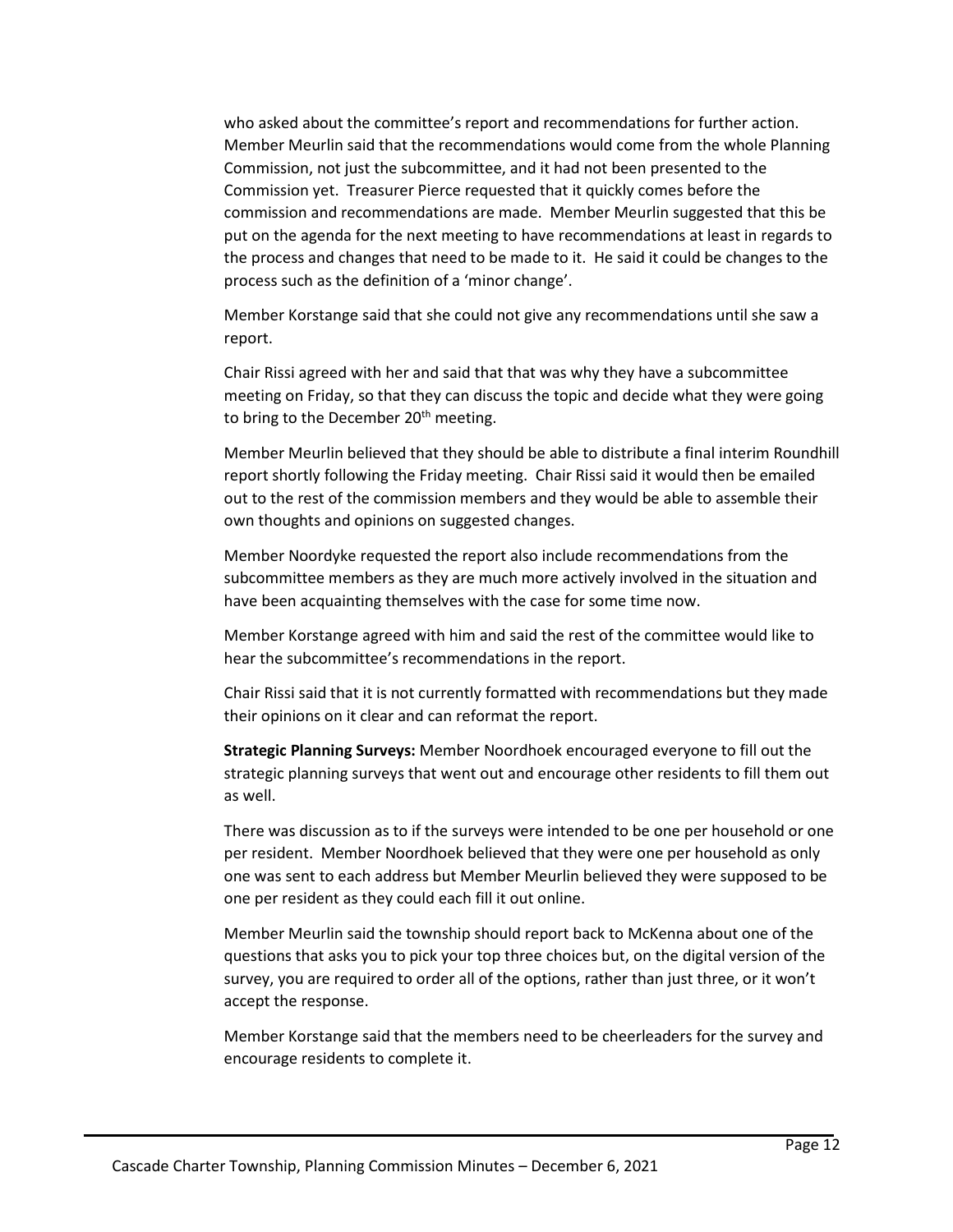who asked about the committee's report and recommendations for further action. Member Meurlin said that the recommendations would come from the whole Planning Commission, not just the subcommittee, and it had not been presented to the Commission yet. Treasurer Pierce requested that it quickly comes before the commission and recommendations are made. Member Meurlin suggested that this be put on the agenda for the next meeting to have recommendations at least in regards to the process and changes that need to be made to it. He said it could be changes to the process such as the definition of a 'minor change'.

Member Korstange said that she could not give any recommendations until she saw a report.

Chair Rissi agreed with her and said that that was why they have a subcommittee meeting on Friday, so that they can discuss the topic and decide what they were going to bring to the December 20th meeting.

Member Meurlin believed that they should be able to distribute a final interim Roundhill report shortly following the Friday meeting. Chair Rissi said it would then be emailed out to the rest of the commission members and they would be able to assemble their own thoughts and opinions on suggested changes.

Member Noordyke requested the report also include recommendations from the subcommittee members as they are much more actively involved in the situation and have been acquainting themselves with the case for some time now.

Member Korstange agreed with him and said the rest of the committee would like to hear the subcommittee's recommendations in the report.

Chair Rissi said that it is not currently formatted with recommendations but they made their opinions on it clear and can reformat the report.

**Strategic Planning Surveys:** Member Noordhoek encouraged everyone to fill out the strategic planning surveys that went out and encourage other residents to fill them out as well.

There was discussion as to if the surveys were intended to be one per household or one per resident. Member Noordhoek believed that they were one per household as only one was sent to each address but Member Meurlin believed they were supposed to be one per resident as they could each fill it out online.

Member Meurlin said the township should report back to McKenna about one of the questions that asks you to pick your top three choices but, on the digital version of the survey, you are required to order all of the options, rather than just three, or it won't accept the response.

Member Korstange said that the members need to be cheerleaders for the survey and encourage residents to complete it.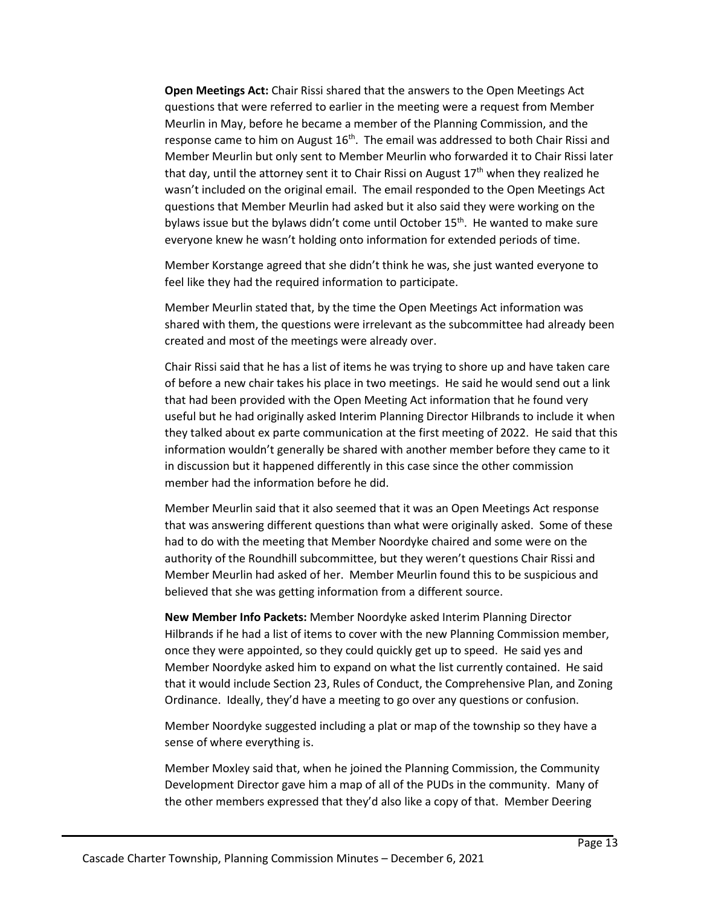**Open Meetings Act:** Chair Rissi shared that the answers to the Open Meetings Act questions that were referred to earlier in the meeting were a request from Member Meurlin in May, before he became a member of the Planning Commission, and the response came to him on August 16th. The email was addressed to both Chair Rissi and Member Meurlin but only sent to Member Meurlin who forwarded it to Chair Rissi later that day, until the attorney sent it to Chair Rissi on August 17th when they realized he wasn't included on the original email. The email responded to the Open Meetings Act questions that Member Meurlin had asked but it also said they were working on the bylaws issue but the bylaws didn't come until October 15th. He wanted to make sure everyone knew he wasn't holding onto information for extended periods of time.

Member Korstange agreed that she didn't think he was, she just wanted everyone to feel like they had the required information to participate.

Member Meurlin stated that, by the time the Open Meetings Act information was shared with them, the questions were irrelevant as the subcommittee had already been created and most of the meetings were already over.

Chair Rissi said that he has a list of items he was trying to shore up and have taken care of before a new chair takes his place in two meetings. He said he would send out a link that had been provided with the Open Meeting Act information that he found very useful but he had originally asked Interim Planning Director Hilbrands to include it when they talked about ex parte communication at the first meeting of 2022. He said that this information wouldn't generally be shared with another member before they came to it in discussion but it happened differently in this case since the other commission member had the information before he did.

Member Meurlin said that it also seemed that it was an Open Meetings Act response that was answering different questions than what were originally asked. Some of these had to do with the meeting that Member Noordyke chaired and some were on the authority of the Roundhill subcommittee, but they weren't questions Chair Rissi and Member Meurlin had asked of her. Member Meurlin found this to be suspicious and believed that she was getting information from a different source.

**New Member Info Packets:** Member Noordyke asked Interim Planning Director Hilbrands if he had a list of items to cover with the new Planning Commission member, once they were appointed, so they could quickly get up to speed. He said yes and Member Noordyke asked him to expand on what the list currently contained. He said that it would include Section 23, Rules of Conduct, the Comprehensive Plan, and Zoning Ordinance. Ideally, they'd have a meeting to go over any questions or confusion.

Member Noordyke suggested including a plat or map of the township so they have a sense of where everything is.

Member Moxley said that, when he joined the Planning Commission, the Community Development Director gave him a map of all of the PUDs in the community. Many of the other members expressed that they'd also like a copy of that. Member Deering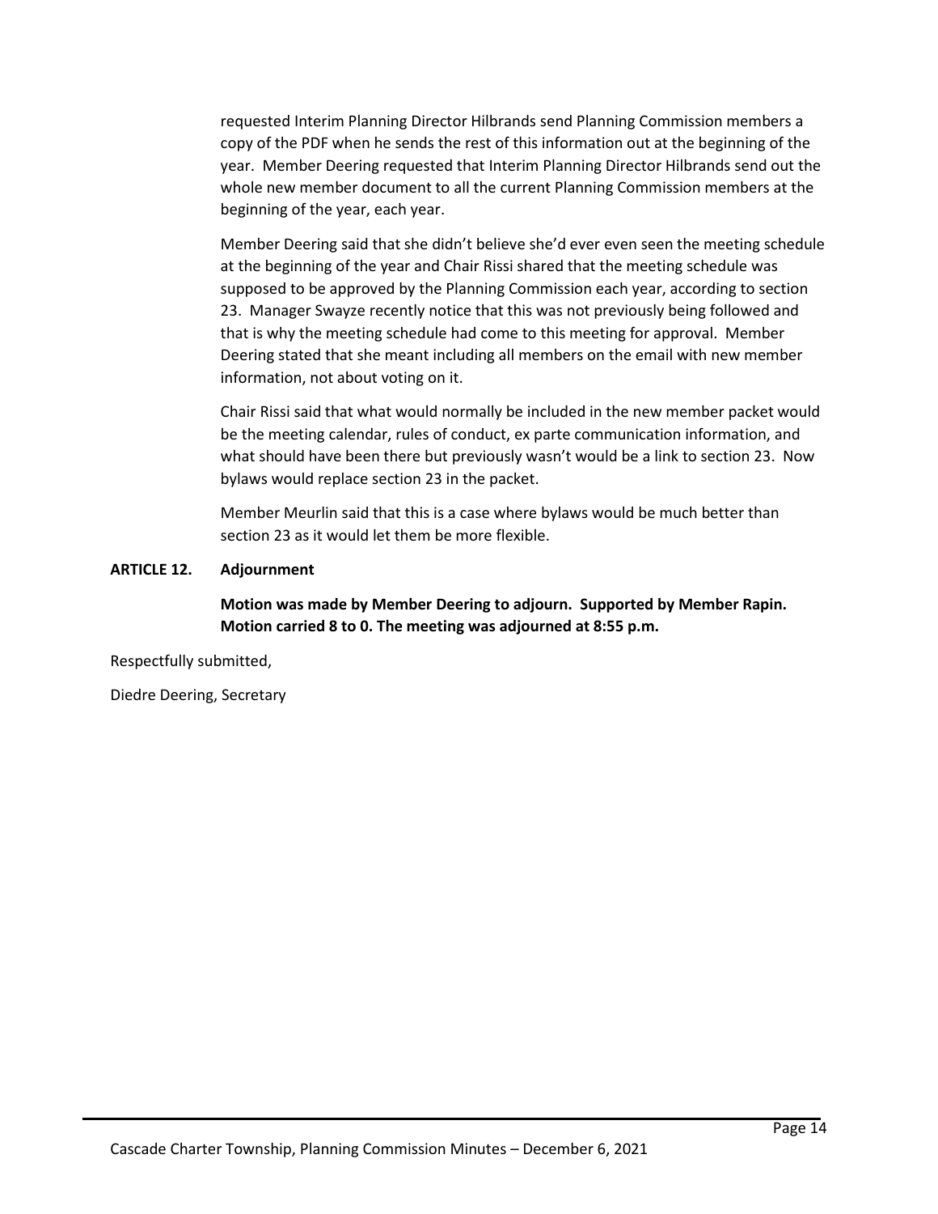requested Interim Planning Director Hilbrands send Planning Commission members a copy of the PDF when he sends the rest of this information out at the beginning of the year. Member Deering requested that Interim Planning Director Hilbrands send out the whole new member document to all the current Planning Commission members at the beginning of the year, each year.

Member Deering said that she didn't believe she'd ever even seen the meeting schedule at the beginning of the year and Chair Rissi shared that the meeting schedule was supposed to be approved by the Planning Commission each year, according to section 23. Manager Swayze recently notice that this was not previously being followed and that is why the meeting schedule had come to this meeting for approval. Member Deering stated that she meant including all members on the email with new member information, not about voting on it.

Chair Rissi said that what would normally be included in the new member packet would be the meeting calendar, rules of conduct, ex parte communication information, and what should have been there but previously wasn't would be a link to section 23. Now bylaws would replace section 23 in the packet.

Member Meurlin said that this is a case where bylaws would be much better than section 23 as it would let them be more flexible.

**ARTICLE 12. Adjournment**

**Motion was made by Member Deering to adjourn. Supported by Member Rapin. Motion carried 8 to 0. The meeting was adjourned at 8:55 p.m.**

Respectfully submitted,

Diedre Deering, Secretary